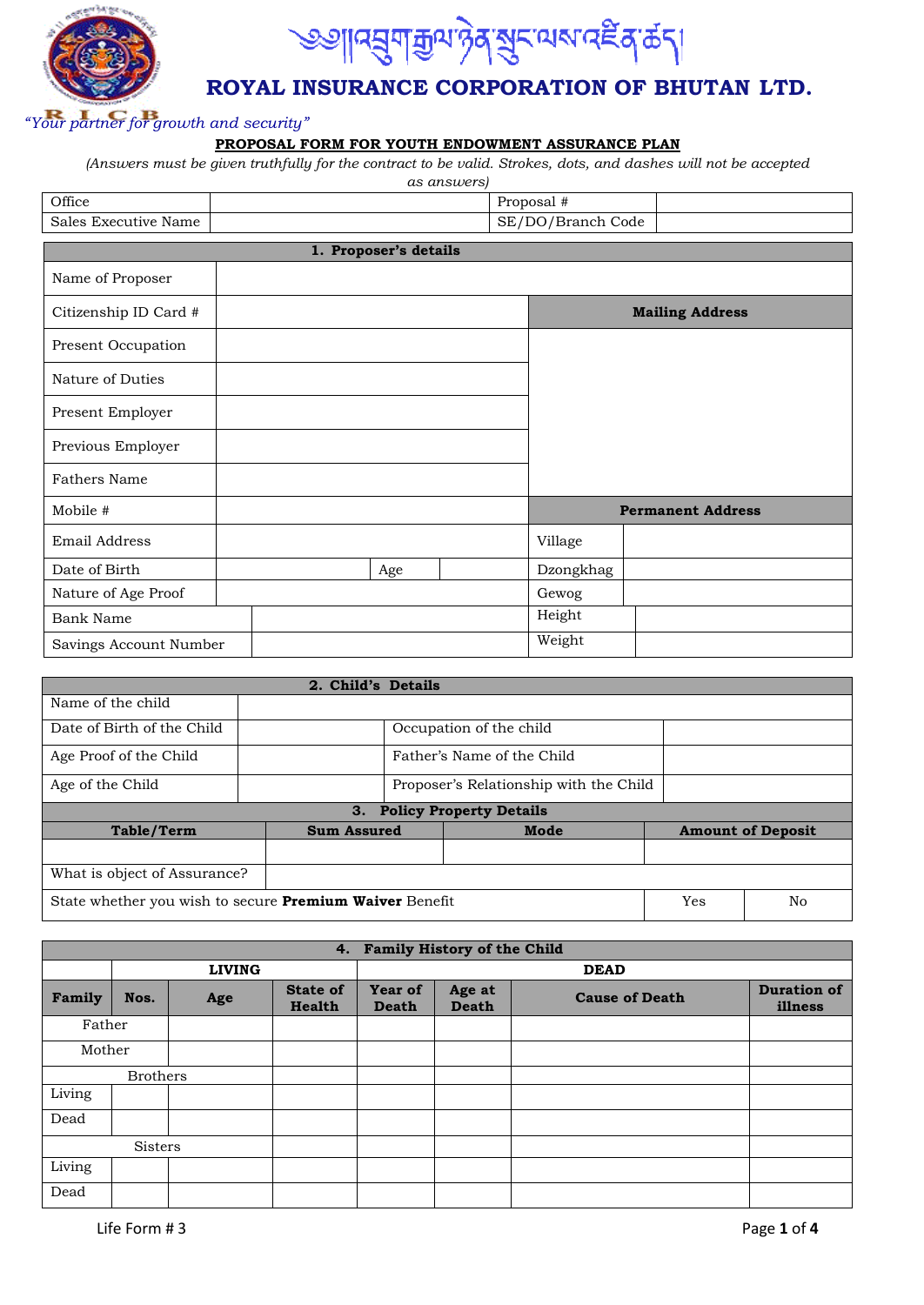# ཨཱ་འབྲུག་རྒྱལ་ཉེན་སྲུང་ལས་འཛིན་ཚད།

# ROYAL INSURANCE CORPORATION OF BHUTAN LTD.

*"Your partner for growth and security"*

**PROPOSAL FORM FOR YOUTH ENDOWMENT ASSURANCE PLAN**

*(Answers must be given truthfully for the contract to be valid. Strokes, dots, and dashes will not be accepted as answers)*

| Office | | Proposal # | |
|---|---|---|---|
| Sales Executive Name | | SE/DO/Branch Code | |

**1. Proposer's details**

| | | | |
|---|---|---|---|
| Name of Proposer | | | |
| Citizenship ID Card # | | **Mailing Address** | |
| Present Occupation | | | |
| Nature of Duties | | | |
| Present Employer | | | |
| Previous Employer | | | |
| Fathers Name | | | |
| Mobile # | | **Permanent Address** | |
| Email Address | | Village | |
| Date of Birth | Age: | Dzongkhag | |
| Nature of Age Proof | | Gewog | |
| Bank Name | | Height | |
| Savings Account Number | | Weight | |

**2. Child's Details**

| | | | |
|---|---|---|---|
| Name of the child | | | |
| Date of Birth of the Child | | Occupation of the child | |
| Age Proof of the Child | | Father's Name of the Child | |
| Age of the Child | | Proposer's Relationship with the Child | |

**3. Policy Property Details**

| Table/Term | Sum Assured | Mode | Amount of Deposit |
|---|---|---|---|
| | | | |
| What is object of Assurance? | | | |
| State whether you wish to secure **Premium Waiver** Benefit | | Yes | No |

**4. Family History of the Child**

| | LIVING | | | DEAD | | | |
|---|---|---|---|---|---|---|---|
| **Family** | **Nos.** | **Age** | **State of Health** | **Year of Death** | **Age at Death** | **Cause of Death** | **Duration of illness** |
| Father | | | | | | | |
| Mother | | | | | | | |
| Brothers | | | | | | | |
| Living | | | | | | | |
| Dead | | | | | | | |
| Sisters | | | | | | | |
| Living | | | | | | | |
| Dead | | | | | | | |

Life Form # 3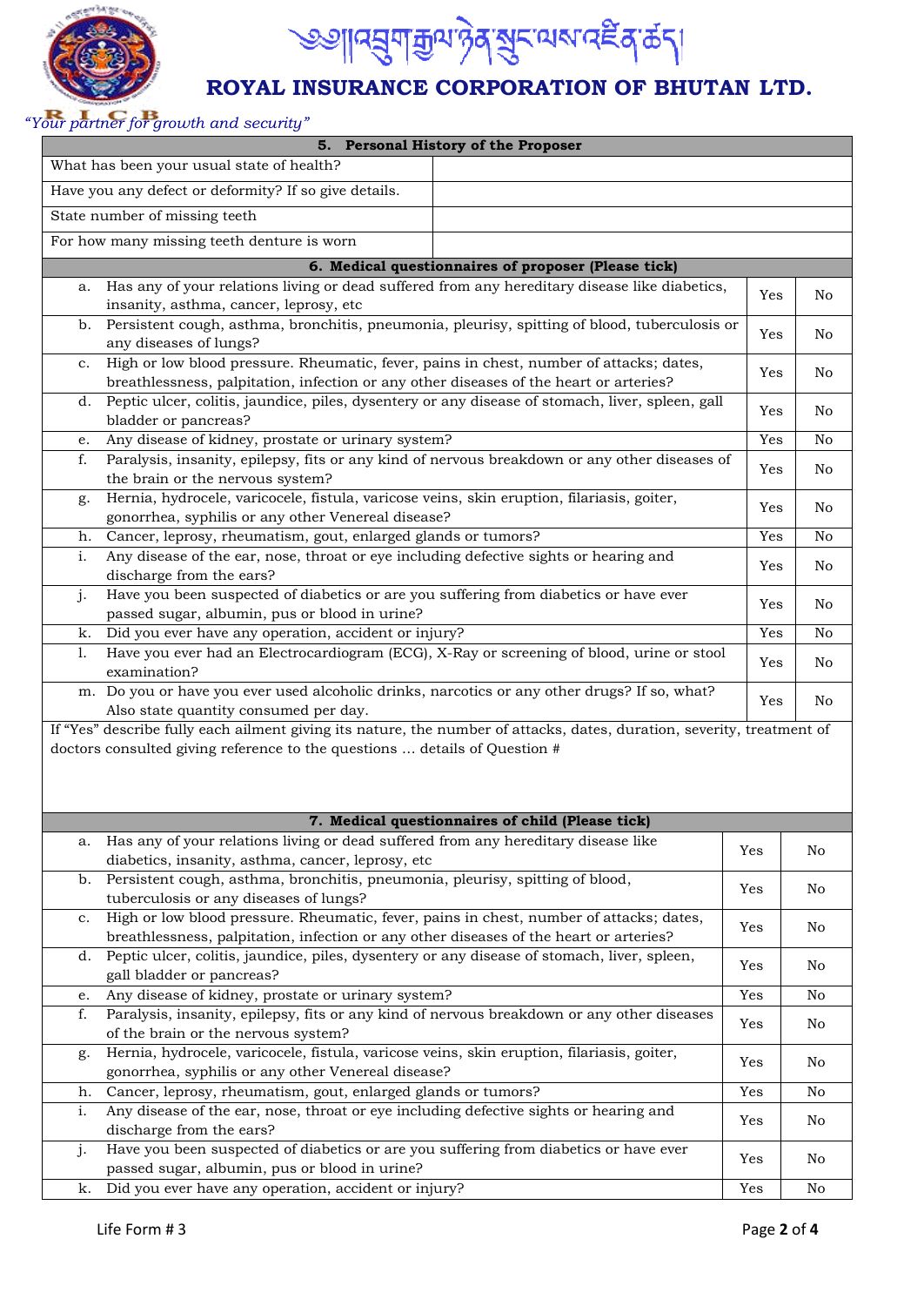# ཨོཾ།འབྲུག་རྒྱལ་ཉེན་སྲུང་ལས་འཛིན་ཚད།

## ROYAL INSURANCE CORPORATION OF BHUTAN LTD.

*"Your partner for growth and security"*

| 5. Personal History of the Proposer | |
|---|---|
| What has been your usual state of health? | |
| Have you any defect or deformity? If so give details. | |
| State number of missing teeth | |
| For how many missing teeth denture is worn | |

| 6. Medical questionnaires of proposer (Please tick) | | |
|---|---|---|
| a. Has any of your relations living or dead suffered from any hereditary disease like diabetics, insanity, asthma, cancer, leprosy, etc | Yes | No |
| b. Persistent cough, asthma, bronchitis, pneumonia, pleurisy, spitting of blood, tuberculosis or any diseases of lungs? | Yes | No |
| c. High or low blood pressure. Rheumatic, fever, pains in chest, number of attacks; dates, breathlessness, palpitation, infection or any other diseases of the heart or arteries? | Yes | No |
| d. Peptic ulcer, colitis, jaundice, piles, dysentery or any disease of stomach, liver, spleen, gall bladder or pancreas? | Yes | No |
| e. Any disease of kidney, prostate or urinary system? | Yes | No |
| f. Paralysis, insanity, epilepsy, fits or any kind of nervous breakdown or any other diseases of the brain or the nervous system? | Yes | No |
| g. Hernia, hydrocele, varicocele, fistula, varicose veins, skin eruption, filariasis, goiter, gonorrhea, syphilis or any other Venereal disease? | Yes | No |
| h. Cancer, leprosy, rheumatism, gout, enlarged glands or tumors? | Yes | No |
| i. Any disease of the ear, nose, throat or eye including defective sights or hearing and discharge from the ears? | Yes | No |
| j. Have you been suspected of diabetics or are you suffering from diabetics or have ever passed sugar, albumin, pus or blood in urine? | Yes | No |
| k. Did you ever have any operation, accident or injury? | Yes | No |
| l. Have you ever had an Electrocardiogram (ECG), X-Ray or screening of blood, urine or stool examination? | Yes | No |
| m. Do you or have you ever used alcoholic drinks, narcotics or any other drugs? If so, what? Also state quantity consumed per day. | Yes | No |

If "Yes" describe fully each ailment giving its nature, the number of attacks, dates, duration, severity, treatment of doctors consulted giving reference to the questions … details of Question #

| 7. Medical questionnaires of child (Please tick) | | |
|---|---|---|
| a. Has any of your relations living or dead suffered from any hereditary disease like diabetics, insanity, asthma, cancer, leprosy, etc | Yes | No |
| b. Persistent cough, asthma, bronchitis, pneumonia, pleurisy, spitting of blood, tuberculosis or any diseases of lungs? | Yes | No |
| c. High or low blood pressure. Rheumatic, fever, pains in chest, number of attacks; dates, breathlessness, palpitation, infection or any other diseases of the heart or arteries? | Yes | No |
| d. Peptic ulcer, colitis, jaundice, piles, dysentery or any disease of stomach, liver, spleen, gall bladder or pancreas? | Yes | No |
| e. Any disease of kidney, prostate or urinary system? | Yes | No |
| f. Paralysis, insanity, epilepsy, fits or any kind of nervous breakdown or any other diseases of the brain or the nervous system? | Yes | No |
| g. Hernia, hydrocele, varicocele, fistula, varicose veins, skin eruption, filariasis, goiter, gonorrhea, syphilis or any other Venereal disease? | Yes | No |
| h. Cancer, leprosy, rheumatism, gout, enlarged glands or tumors? | Yes | No |
| i. Any disease of the ear, nose, throat or eye including defective sights or hearing and discharge from the ears? | Yes | No |
| j. Have you been suspected of diabetics or are you suffering from diabetics or have ever passed sugar, albumin, pus or blood in urine? | Yes | No |
| k. Did you ever have any operation, accident or injury? | Yes | No |

Life Form # 3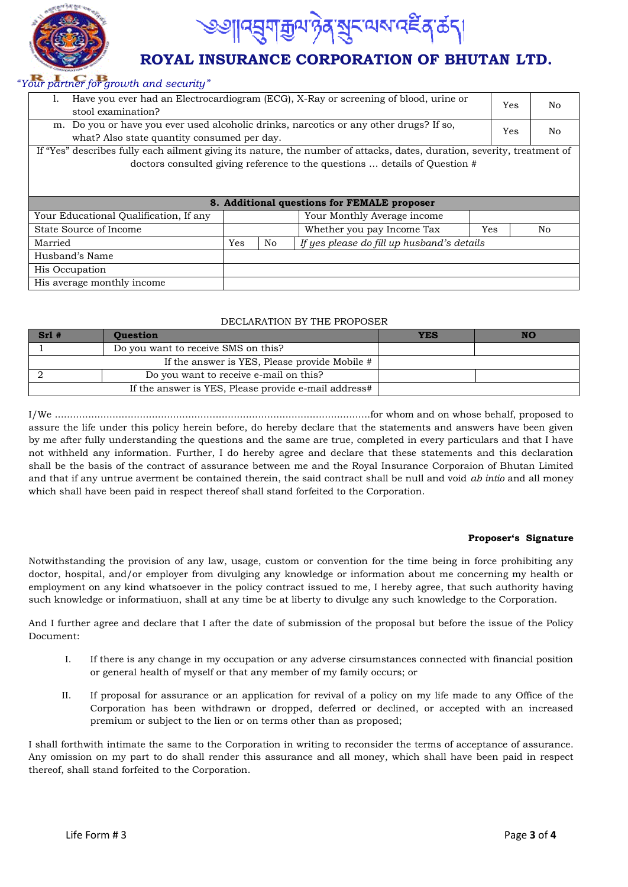| | | |
|---|---|---|
| l. Have you ever had an Electrocardiogram (ECG), X-Ray or screening of blood, urine or stool examination? | Yes | No |
| m. Do you or have you ever used alcoholic drinks, narcotics or any other drugs? If so, what? Also state quantity consumed per day. | Yes | No |

If "Yes" describes fully each ailment giving its nature, the number of attacks, dates, duration, severity, treatment of doctors consulted giving reference to the questions … details of Question #

**8. Additional questions for FEMALE proposer**

| | | | | | |
|---|---|---|---|---|---|
| Your Educational Qualification, If any | | | Your Monthly Average income | | |
| State Source of Income | | | Whether you pay Income Tax | Yes | No |
| Married | Yes | No | *If yes please do fill up husband's details* | | |
| Husband's Name | | | | | |
| His Occupation | | | | | |
| His average monthly income | | | | | |

DECLARATION BY THE PROPOSER

| Srl # | Question | YES | NO |
|---|---|---|---|
| 1 | Do you want to receive SMS on this? | | |
| | If the answer is YES, Please provide Mobile # | | |
| 2 | Do you want to receive e-mail on this? | | |
| | If the answer is YES, Please provide e-mail address# | | |

I/We ………………………………………………………………………………………for whom and on whose behalf, proposed to assure the life under this policy herein before, do hereby declare that the statements and answers have been given by me after fully understanding the questions and the same are true, completed in every particulars and that I have not withheld any information. Further, I do hereby agree and declare that these statements and this declaration shall be the basis of the contract of assurance between me and the Royal Insurance Corporaion of Bhutan Limited and that if any untrue averment be contained therein, the said contract shall be null and void *ab intio* and all money which shall have been paid in respect thereof shall stand forfeited to the Corporation.

**Proposer's Signature**

Notwithstanding the provision of any law, usage, custom or convention for the time being in force prohibiting any doctor, hospital, and/or employer from divulging any knowledge or information about me concerning my health or employment on any kind whatsoever in the policy contract issued to me, I hereby agree, that such authority having such knowledge or informatiuon, shall at any time be at liberty to divulge any such knowledge to the Corporation.

And I further agree and declare that I after the date of submission of the proposal but before the issue of the Policy Document:

I. If there is any change in my occupation or any adverse cirsumstances connected with financial position or general health of myself or that any member of my family occurs; or

II. If proposal for assurance or an application for revival of a policy on my life made to any Office of the Corporation has been withdrawn or dropped, deferred or declined, or accepted with an increased premium or subject to the lien or on terms other than as proposed;

I shall forthwith intimate the same to the Corporation in writing to reconsider the terms of acceptance of assurance. Any omission on my part to do shall render this assurance and all money, which shall have been paid in respect thereof, shall stand forfeited to the Corporation.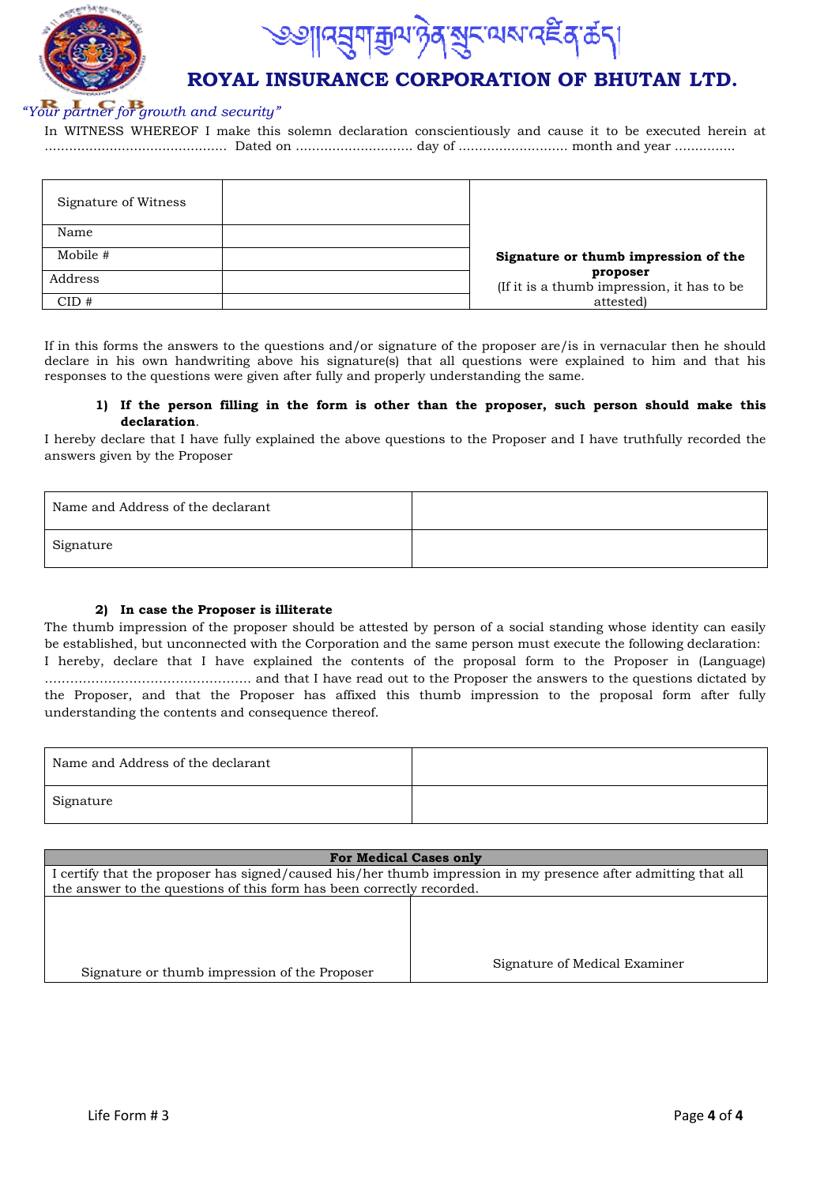In WITNESS WHEREOF I make this solemn declaration conscientiously and cause it to be executed herein at ............................................ Dated on ............................ day of .......................... month and year ..............

| | | |
|---|---|---|
| Signature of Witness | | **Signature or thumb impression of the proposer** (If it is a thumb impression, it has to be attested) |
| Name | | |
| Mobile # | | |
| Address | | |
| CID # | | |

If in this forms the answers to the questions and/or signature of the proposer are/is in vernacular then he should declare in his own handwriting above his signature(s) that all questions were explained to him and that his responses to the questions were given after fully and properly understanding the same.

**1) If the person filling in the form is other than the proposer, such person should make this declaration**.

I hereby declare that I have fully explained the above questions to the Proposer and I have truthfully recorded the answers given by the Proposer

| | |
|---|---|
| Name and Address of the declarant | |
| Signature | |

**2) In case the Proposer is illiterate**

The thumb impression of the proposer should be attested by person of a social standing whose identity can easily be established, but unconnected with the Corporation and the same person must execute the following declaration:
I hereby, declare that I have explained the contents of the proposal form to the Proposer in (Language) ................................................. and that I have read out to the Proposer the answers to the questions dictated by the Proposer, and that the Proposer has affixed this thumb impression to the proposal form after fully understanding the contents and consequence thereof.

| | |
|---|---|
| Name and Address of the declarant | |
| Signature | |

| **For Medical Cases only** | |
|---|---|
| I certify that the proposer has signed/caused his/her thumb impression in my presence after admitting that all the answer to the questions of this form has been correctly recorded. | |
| Signature or thumb impression of the Proposer | Signature of Medical Examiner |